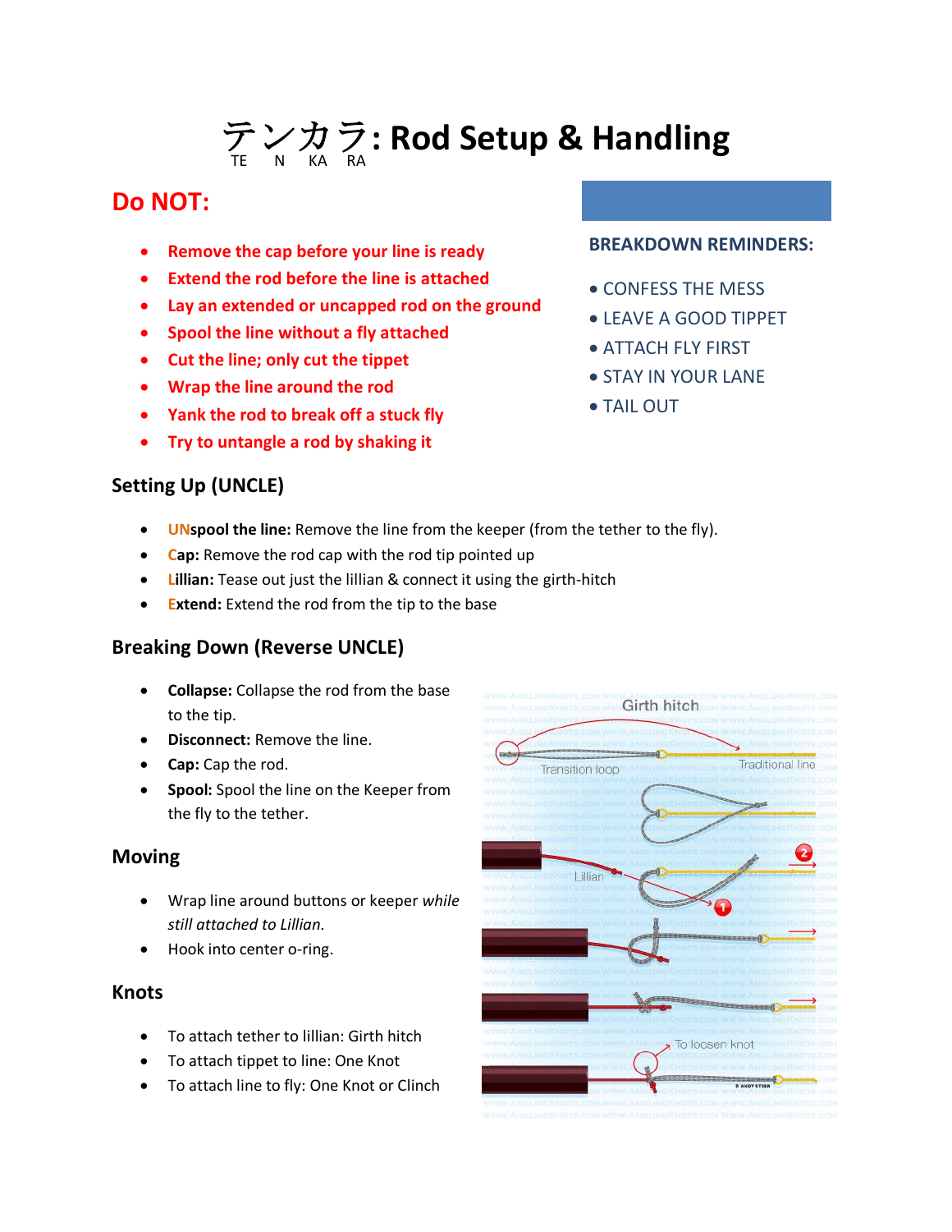# テンカラ: Rod Setup & Handling

TE N KA RA

## Do NOT:

- **Remove the cap before your line is ready**
- **Extend the rod before the line is attached**
- **Lay an extended or uncapped rod on the ground**
- **Spool the line without a fly attached**
- **Cut the line; only cut the tippet**
- **Wrap the line around the rod**
- **Yank the rod to break off a stuck fly**
- **Try to untangle a rod by shaking it**

**BREAKDOWN REMINDERS:**

- CONFESS THE MESS
- LEAVE A GOOD TIPPET
- ATTACH FLY FIRST
- STAY IN YOUR LANE
- TAIL OUT

### Setting Up (UNCLE)

- **UNspool the line:** Remove the line from the keeper (from the tether to the fly).
- **Cap:** Remove the rod cap with the rod tip pointed up
- **Lillian:** Tease out just the lillian & connect it using the girth-hitch
- **Extend:** Extend the rod from the tip to the base

### Breaking Down (Reverse UNCLE)

- **Collapse:** Collapse the rod from the base to the tip.
- **Disconnect:** Remove the line.
- **Cap:** Cap the rod.
- **Spool:** Spool the line on the Keeper from the fly to the tether.

### Moving

- Wrap line around buttons or keeper *while still attached to Lillian.*
- Hook into center o-ring.

### Knots

- To attach tether to lillian: Girth hitch
- To attach tippet to line: One Knot
- To attach line to fly: One Knot or Clinch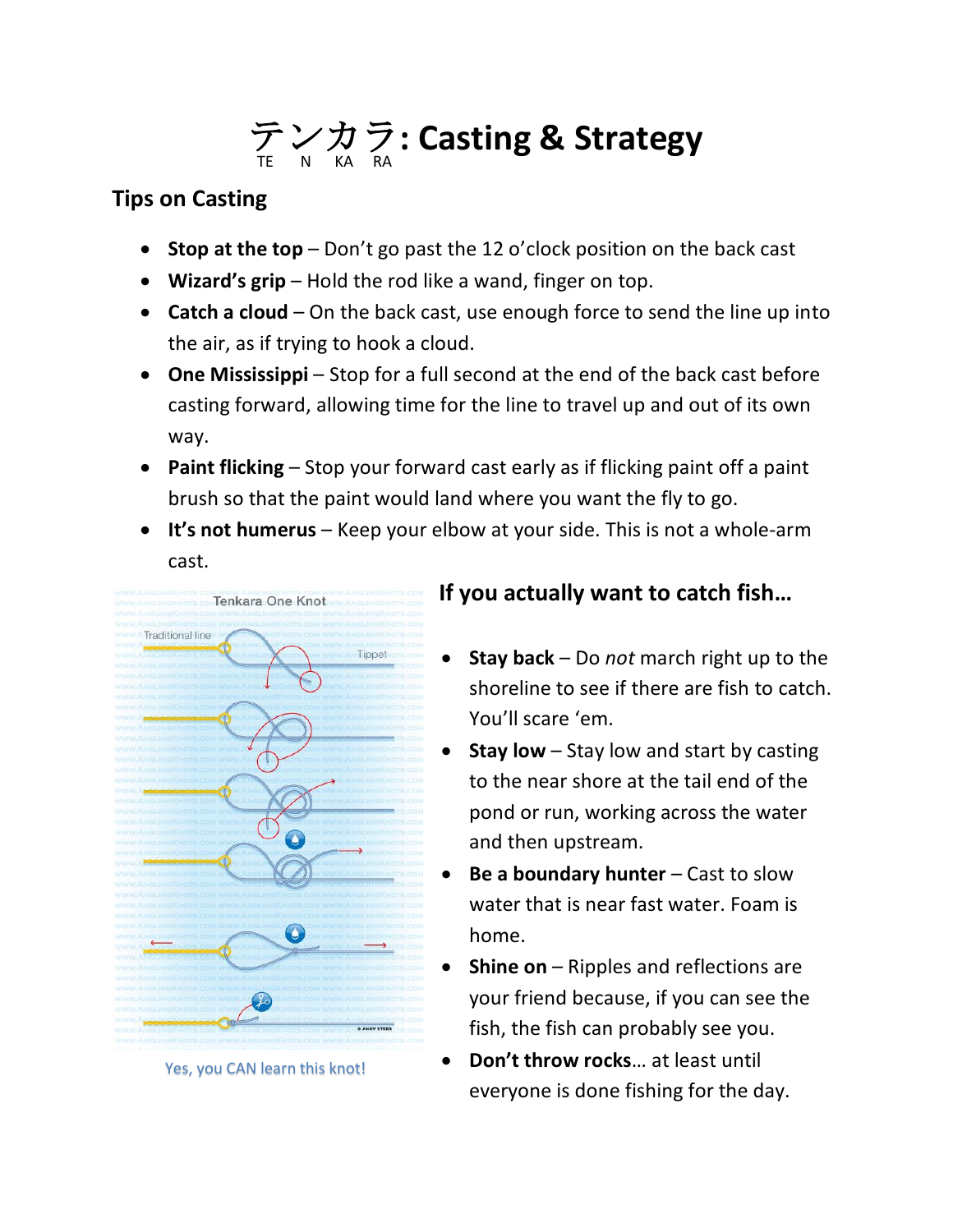# テンカラ: Casting & Strategy

TE N KA RA

## Tips on Casting

- **Stop at the top** – Don't go past the 12 o'clock position on the back cast
- **Wizard's grip** – Hold the rod like a wand, finger on top.
- **Catch a cloud** – On the back cast, use enough force to send the line up into the air, as if trying to hook a cloud.
- **One Mississippi** – Stop for a full second at the end of the back cast before casting forward, allowing time for the line to travel up and out of its own way.
- **Paint flicking** – Stop your forward cast early as if flicking paint off a paint brush so that the paint would land where you want the fly to go.
- **It's not humerus** – Keep your elbow at your side. This is not a whole-arm cast.

Tenkara One Knot

Traditional line

Tippet

Yes, you CAN learn this knot!

## If you actually want to catch fish…

- **Stay back** – Do *not* march right up to the shoreline to see if there are fish to catch. You'll scare 'em.
- **Stay low** – Stay low and start by casting to the near shore at the tail end of the pond or run, working across the water and then upstream.
- **Be a boundary hunter** – Cast to slow water that is near fast water. Foam is home.
- **Shine on** – Ripples and reflections are your friend because, if you can see the fish, the fish can probably see you.
- **Don't throw rocks**… at least until everyone is done fishing for the day.